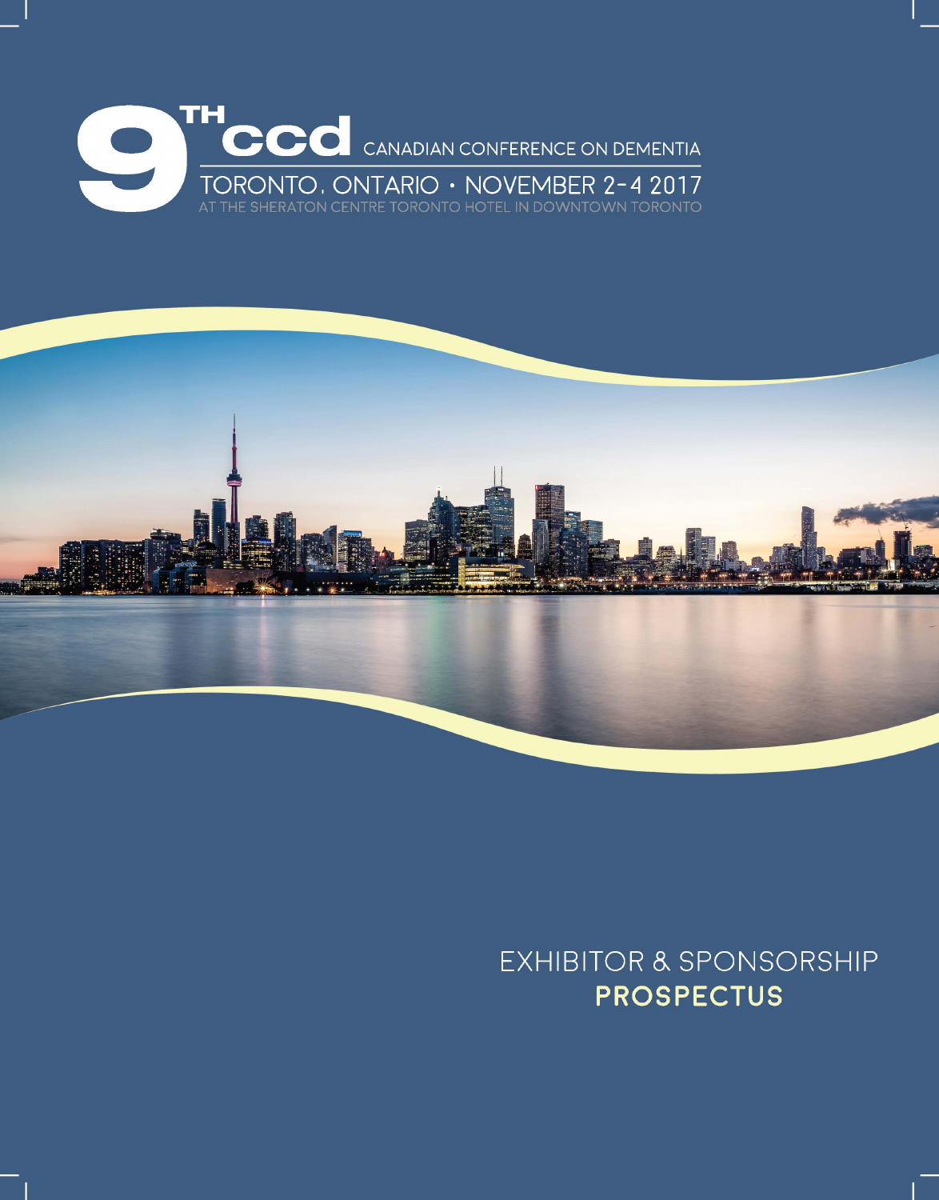# 9TH CCD CANADIAN CONFERENCE ON DEMENTIA

## TORONTO, ONTARIO • NOVEMBER 2-4 2017

AT THE SHERATON CENTRE TORONTO HOTEL IN DOWNTOWN TORONTO

EXHIBITOR & SPONSORSHIP

**PROSPECTUS**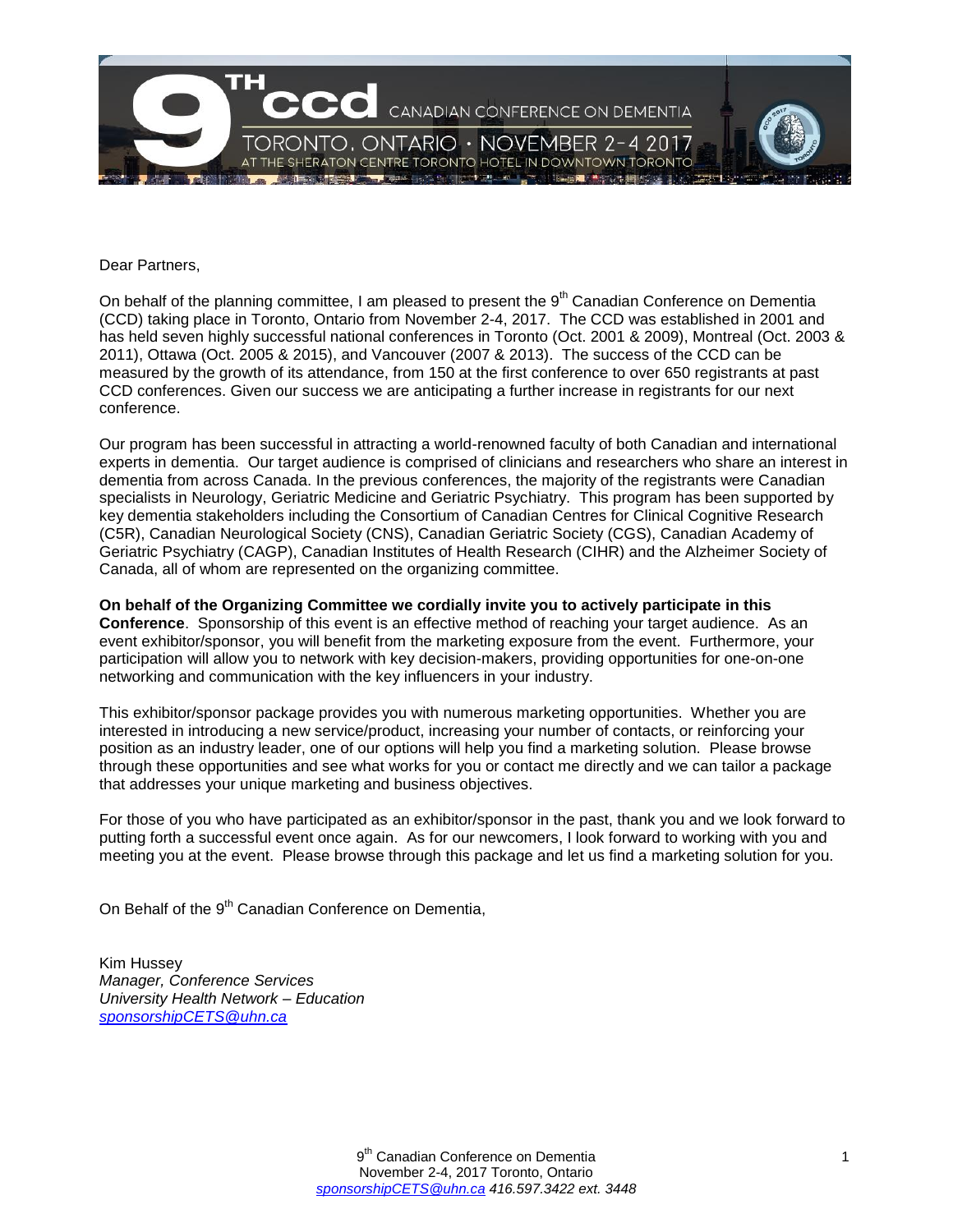Dear Partners,

On behalf of the planning committee, I am pleased to present the 9th Canadian Conference on Dementia (CCD) taking place in Toronto, Ontario from November 2-4, 2017. The CCD was established in 2001 and has held seven highly successful national conferences in Toronto (Oct. 2001 & 2009), Montreal (Oct. 2003 & 2011), Ottawa (Oct. 2005 & 2015), and Vancouver (2007 & 2013). The success of the CCD can be measured by the growth of its attendance, from 150 at the first conference to over 650 registrants at past CCD conferences. Given our success we are anticipating a further increase in registrants for our next conference.

Our program has been successful in attracting a world-renowned faculty of both Canadian and international experts in dementia. Our target audience is comprised of clinicians and researchers who share an interest in dementia from across Canada. In the previous conferences, the majority of the registrants were Canadian specialists in Neurology, Geriatric Medicine and Geriatric Psychiatry. This program has been supported by key dementia stakeholders including the Consortium of Canadian Centres for Clinical Cognitive Research (C5R), Canadian Neurological Society (CNS), Canadian Geriatric Society (CGS), Canadian Academy of Geriatric Psychiatry (CAGP), Canadian Institutes of Health Research (CIHR) and the Alzheimer Society of Canada, all of whom are represented on the organizing committee.

**On behalf of the Organizing Committee we cordially invite you to actively participate in this Conference**. Sponsorship of this event is an effective method of reaching your target audience. As an event exhibitor/sponsor, you will benefit from the marketing exposure from the event. Furthermore, your participation will allow you to network with key decision-makers, providing opportunities for one-on-one networking and communication with the key influencers in your industry.

This exhibitor/sponsor package provides you with numerous marketing opportunities. Whether you are interested in introducing a new service/product, increasing your number of contacts, or reinforcing your position as an industry leader, one of our options will help you find a marketing solution. Please browse through these opportunities and see what works for you or contact me directly and we can tailor a package that addresses your unique marketing and business objectives.

For those of you who have participated as an exhibitor/sponsor in the past, thank you and we look forward to putting forth a successful event once again. As for our newcomers, I look forward to working with you and meeting you at the event. Please browse through this package and let us find a marketing solution for you.

On Behalf of the 9th Canadian Conference on Dementia,

Kim Hussey
*Manager, Conference Services*
*University Health Network – Education*
*sponsorshipCETS@uhn.ca*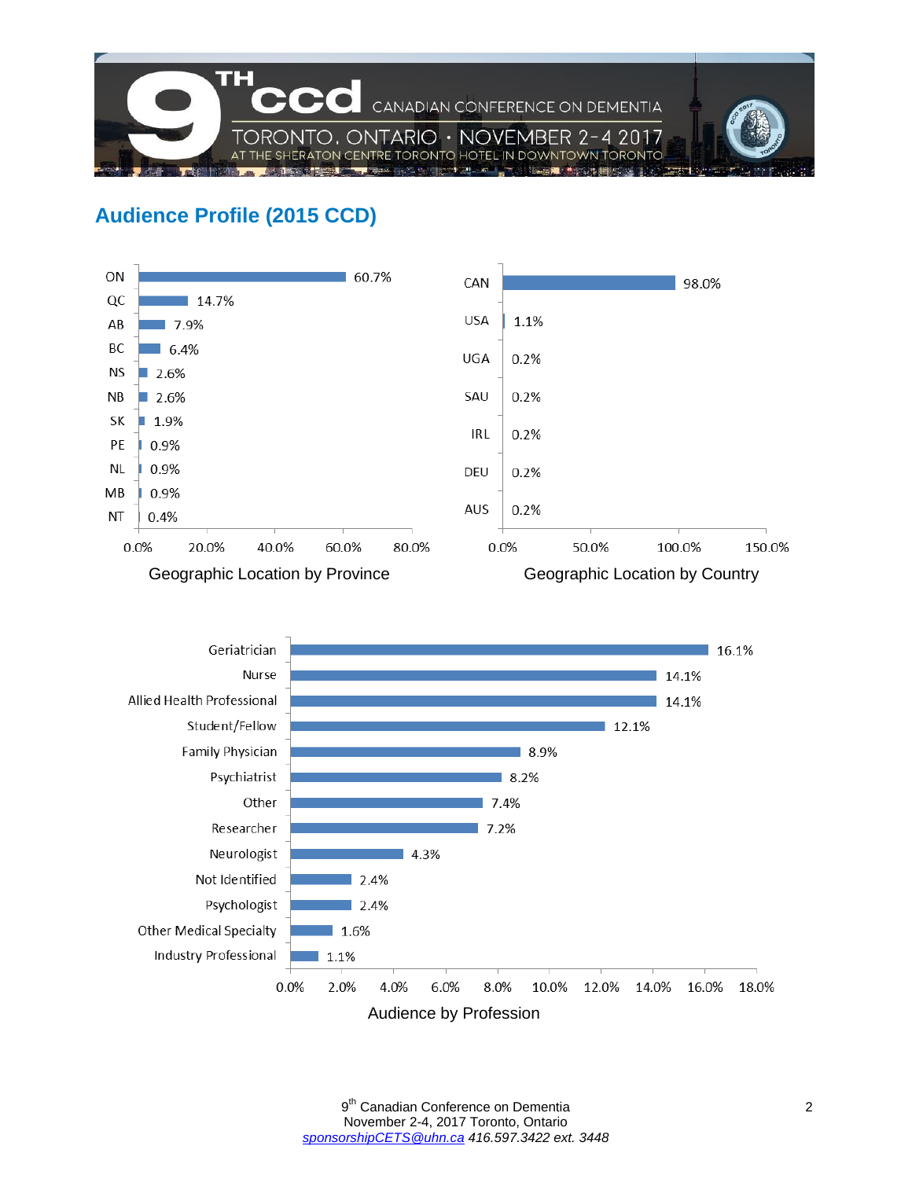## Audience Profile (2015 CCD)

| Province | % |
|---|---|
| ON | 60.7% |
| QC | 14.7% |
| AB | 7.9% |
| BC | 6.4% |
| NS | 2.6% |
| NB | 2.6% |
| SK | 1.9% |
| PE | 0.9% |
| NL | 0.9% |
| MB | 0.9% |
| NT | 0.4% |

Geographic Location by Province

| Country | % |
|---|---|
| CAN | 98.0% |
| USA | 1.1% |
| UGA | 0.2% |
| SAU | 0.2% |
| IRL | 0.2% |
| DEU | 0.2% |
| AUS | 0.2% |

Geographic Location by Country

| Profession | % |
|---|---|
| Geriatrician | 16.1% |
| Nurse | 14.1% |
| Allied Health Professional | 14.1% |
| Student/Fellow | 12.1% |
| Family Physician | 8.9% |
| Psychiatrist | 8.2% |
| Other | 7.4% |
| Researcher | 7.2% |
| Neurologist | 4.3% |
| Not Identified | 2.4% |
| Psychologist | 2.4% |
| Other Medical Specialty | 1.6% |
| Industry Professional | 1.1% |

Audience by Profession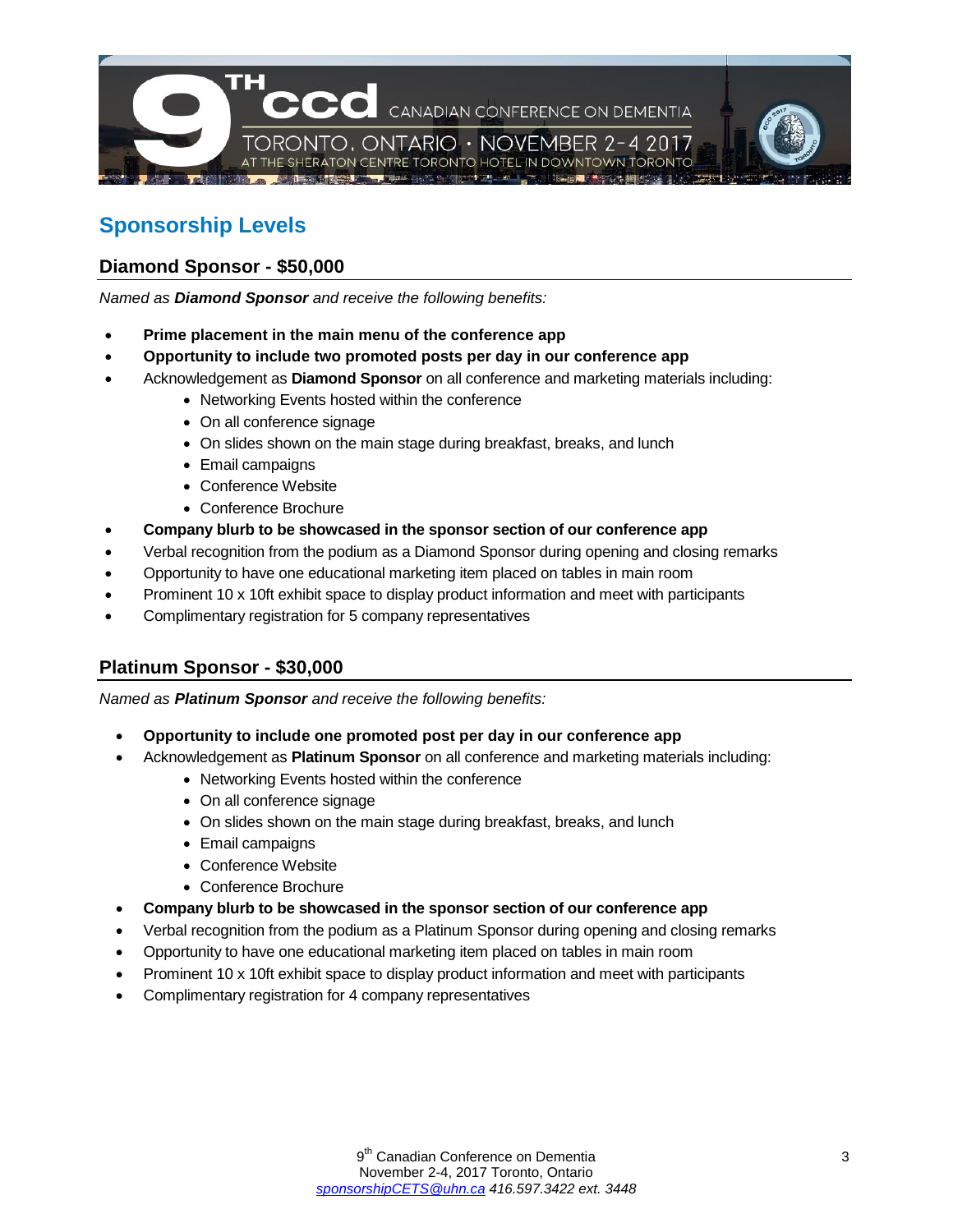## Sponsorship Levels

### Diamond Sponsor - $50,000

*Named as **Diamond Sponsor** and receive the following benefits:*

- **Prime placement in the main menu of the conference app**
- **Opportunity to include two promoted posts per day in our conference app**
- Acknowledgement as **Diamond Sponsor** on all conference and marketing materials including:
  - Networking Events hosted within the conference
  - On all conference signage
  - On slides shown on the main stage during breakfast, breaks, and lunch
  - Email campaigns
  - Conference Website
  - Conference Brochure
- **Company blurb to be showcased in the sponsor section of our conference app**
- Verbal recognition from the podium as a Diamond Sponsor during opening and closing remarks
- Opportunity to have one educational marketing item placed on tables in main room
- Prominent 10 x 10ft exhibit space to display product information and meet with participants
- Complimentary registration for 5 company representatives

### Platinum Sponsor - $30,000

*Named as **Platinum Sponsor** and receive the following benefits:*

- **Opportunity to include one promoted post per day in our conference app**
- Acknowledgement as **Platinum Sponsor** on all conference and marketing materials including:
  - Networking Events hosted within the conference
  - On all conference signage
  - On slides shown on the main stage during breakfast, breaks, and lunch
  - Email campaigns
  - Conference Website
  - Conference Brochure
- **Company blurb to be showcased in the sponsor section of our conference app**
- Verbal recognition from the podium as a Platinum Sponsor during opening and closing remarks
- Opportunity to have one educational marketing item placed on tables in main room
- Prominent 10 x 10ft exhibit space to display product information and meet with participants
- Complimentary registration for 4 company representatives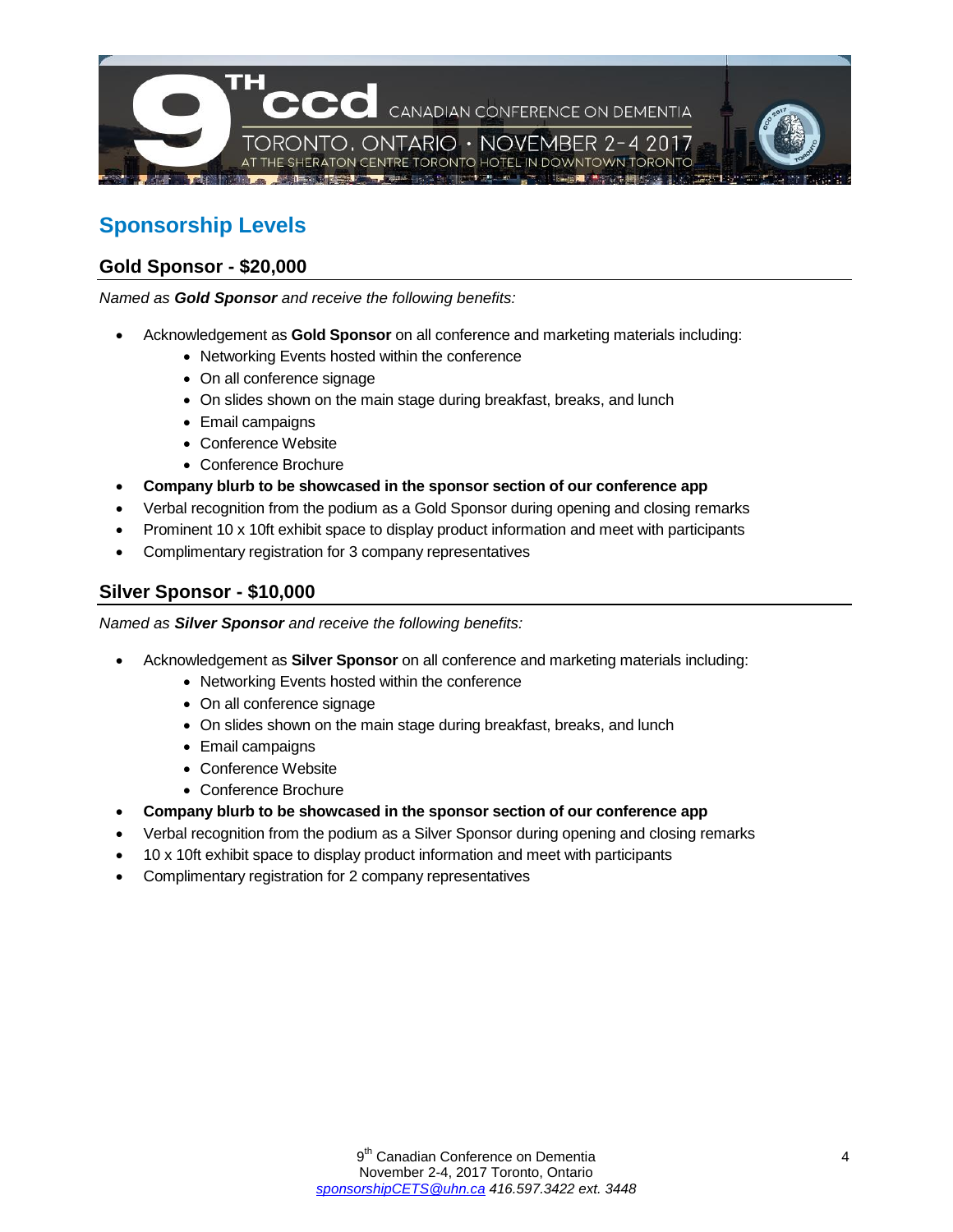## Sponsorship Levels

### Gold Sponsor - $20,000

*Named as **Gold Sponsor** and receive the following benefits:*

- Acknowledgement as **Gold Sponsor** on all conference and marketing materials including:
    - Networking Events hosted within the conference
    - On all conference signage
    - On slides shown on the main stage during breakfast, breaks, and lunch
    - Email campaigns
    - Conference Website
    - Conference Brochure
- **Company blurb to be showcased in the sponsor section of our conference app**
- Verbal recognition from the podium as a Gold Sponsor during opening and closing remarks
- Prominent 10 x 10ft exhibit space to display product information and meet with participants
- Complimentary registration for 3 company representatives

### Silver Sponsor - $10,000

*Named as **Silver Sponsor** and receive the following benefits:*

- Acknowledgement as **Silver Sponsor** on all conference and marketing materials including:
    - Networking Events hosted within the conference
    - On all conference signage
    - On slides shown on the main stage during breakfast, breaks, and lunch
    - Email campaigns
    - Conference Website
    - Conference Brochure
- **Company blurb to be showcased in the sponsor section of our conference app**
- Verbal recognition from the podium as a Silver Sponsor during opening and closing remarks
- 10 x 10ft exhibit space to display product information and meet with participants
- Complimentary registration for 2 company representatives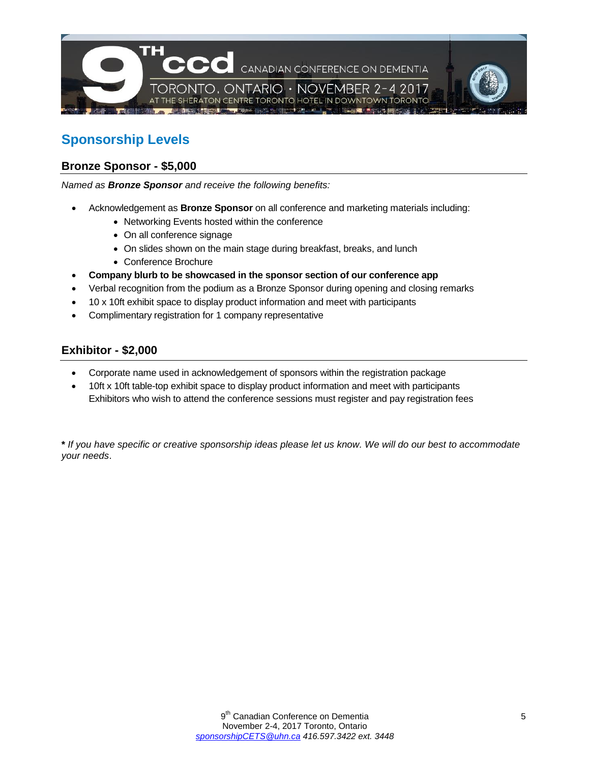## Sponsorship Levels

### Bronze Sponsor - $5,000

*Named as **Bronze Sponsor** and receive the following benefits:*

- Acknowledgement as **Bronze Sponsor** on all conference and marketing materials including:
  - Networking Events hosted within the conference
  - On all conference signage
  - On slides shown on the main stage during breakfast, breaks, and lunch
  - Conference Brochure
- **Company blurb to be showcased in the sponsor section of our conference app**
- Verbal recognition from the podium as a Bronze Sponsor during opening and closing remarks
- 10 x 10ft exhibit space to display product information and meet with participants
- Complimentary registration for 1 company representative

### Exhibitor - $2,000

- Corporate name used in acknowledgement of sponsors within the registration package
- 10ft x 10ft table-top exhibit space to display product information and meet with participants
  Exhibitors who wish to attend the conference sessions must register and pay registration fees

***** *If you have specific or creative sponsorship ideas please let us know. We will do our best to accommodate your needs*.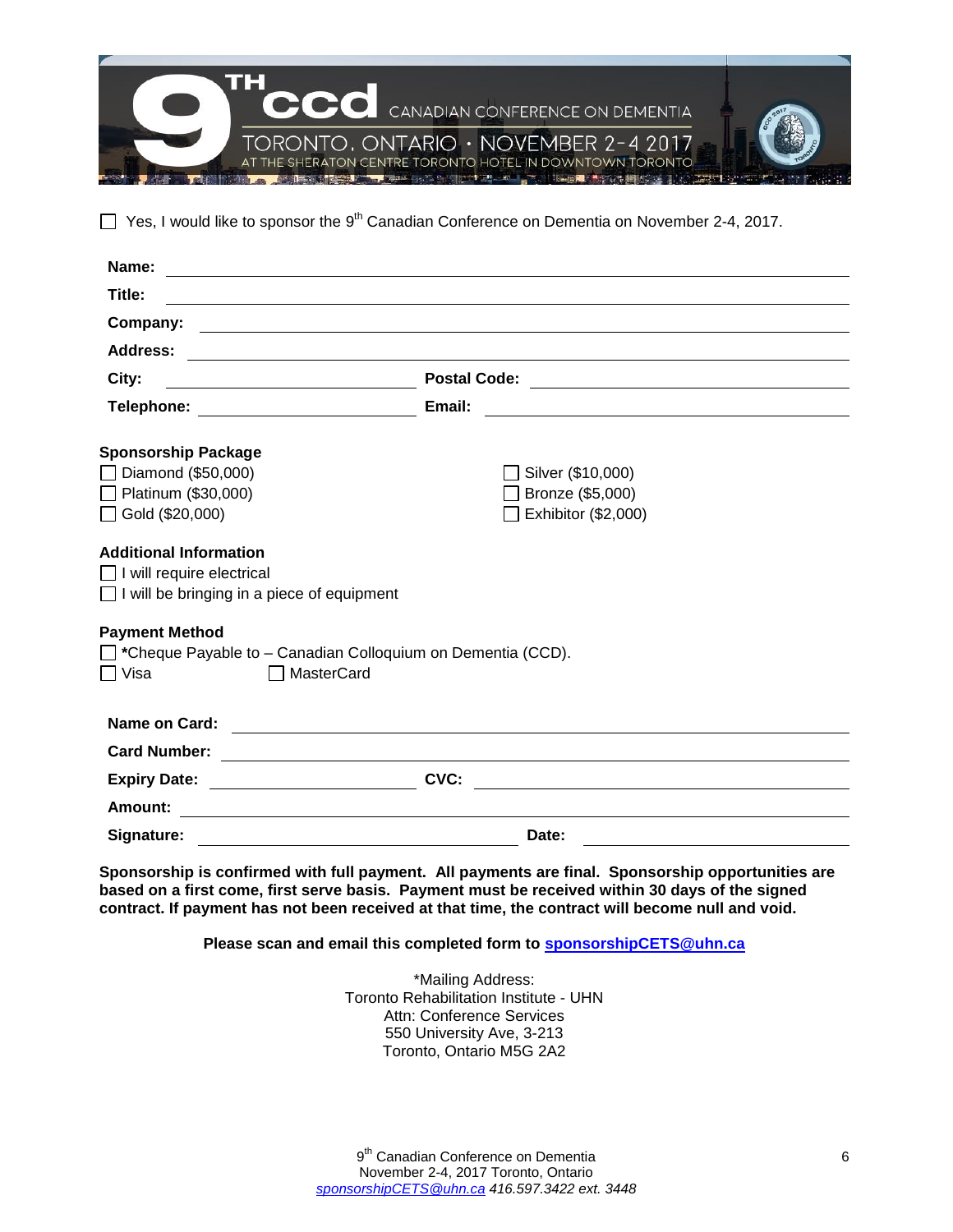9TH CCD CANADIAN CONFERENCE ON DEMENTIA

TORONTO, ONTARIO · NOVEMBER 2-4 2017

AT THE SHERATON CENTRE TORONTO HOTEL IN DOWNTOWN TORONTO

☐ Yes, I would like to sponsor the 9th Canadian Conference on Dementia on November 2-4, 2017.

**Name:** \_\_\_\_\_\_\_\_\_\_\_\_\_\_\_\_\_\_\_\_\_\_\_\_\_\_\_\_\_\_\_\_\_\_\_\_\_\_\_\_

**Title:** \_\_\_\_\_\_\_\_\_\_\_\_\_\_\_\_\_\_\_\_\_\_\_\_\_\_\_\_\_\_\_\_\_\_\_\_\_\_\_\_

**Company:** \_\_\_\_\_\_\_\_\_\_\_\_\_\_\_\_\_\_\_\_\_\_\_\_\_\_\_\_\_\_\_\_\_\_\_\_\_\_\_\_

**Address:** \_\_\_\_\_\_\_\_\_\_\_\_\_\_\_\_\_\_\_\_\_\_\_\_\_\_\_\_\_\_\_\_\_\_\_\_\_\_\_\_

**City:** \_\_\_\_\_\_\_\_\_\_\_\_\_\_\_\_\_\_\_\_ **Postal Code:** \_\_\_\_\_\_\_\_\_\_\_\_\_\_\_\_\_\_\_\_

**Telephone:** \_\_\_\_\_\_\_\_\_\_\_\_\_\_\_\_\_\_\_\_ **Email:** \_\_\_\_\_\_\_\_\_\_\_\_\_\_\_\_\_\_\_\_

**Sponsorship Package**

☐ Diamond ($50,000)
☐ Platinum ($30,000)
☐ Gold ($20,000)
☐ Silver ($10,000)
☐ Bronze ($5,000)
☐ Exhibitor ($2,000)

**Additional Information**

☐ I will require electrical
☐ I will be bringing in a piece of equipment

**Payment Method**

☐ ***Cheque Payable to – Canadian Colloquium on Dementia (CCD).**
☐ Visa ☐ MasterCard

**Name on Card:** \_\_\_\_\_\_\_\_\_\_\_\_\_\_\_\_\_\_\_\_\_\_\_\_\_\_\_\_\_\_\_\_\_\_\_\_\_\_\_\_

**Card Number:** \_\_\_\_\_\_\_\_\_\_\_\_\_\_\_\_\_\_\_\_\_\_\_\_\_\_\_\_\_\_\_\_\_\_\_\_\_\_\_\_

**Expiry Date:** \_\_\_\_\_\_\_\_\_\_\_\_\_\_\_\_\_\_\_\_ **CVC:** \_\_\_\_\_\_\_\_\_\_\_\_\_\_\_\_\_\_\_\_

**Amount:** \_\_\_\_\_\_\_\_\_\_\_\_\_\_\_\_\_\_\_\_\_\_\_\_\_\_\_\_\_\_\_\_\_\_\_\_\_\_\_\_

**Signature:** \_\_\_\_\_\_\_\_\_\_\_\_\_\_\_\_\_\_\_\_ **Date:** \_\_\_\_\_\_\_\_\_\_\_\_\_\_\_\_\_\_\_\_

**Sponsorship is confirmed with full payment. All payments are final. Sponsorship opportunities are based on a first come, first serve basis. Payment must be received within 30 days of the signed contract. If payment has not been received at that time, the contract will become null and void.**

**Please scan and email this completed form to sponsorshipCETS@uhn.ca**

*Mailing Address:
Toronto Rehabilitation Institute - UHN
Attn: Conference Services
550 University Ave, 3-213
Toronto, Ontario M5G 2A2